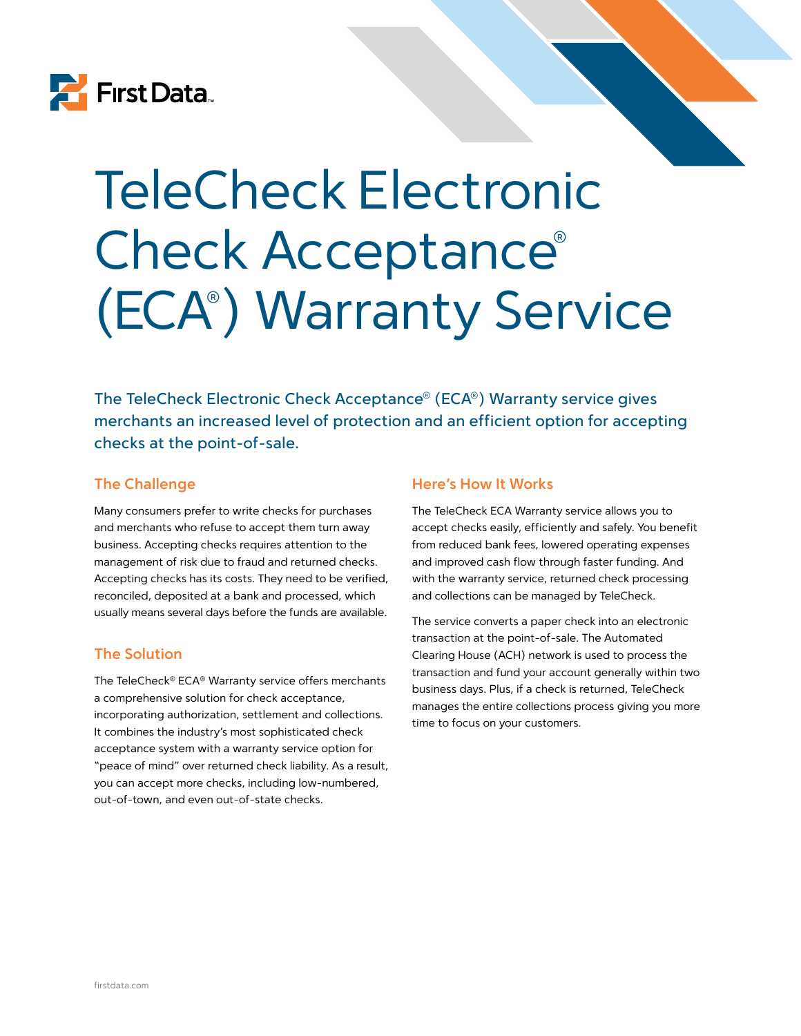First Data™

# TeleCheck Electronic Check Acceptance® (ECA®) Warranty Service

**The TeleCheck Electronic Check Acceptance® (ECA®) Warranty service gives merchants an increased level of protection and an efficient option for accepting checks at the point-of-sale.**

## The Challenge

Many consumers prefer to write checks for purchases and merchants who refuse to accept them turn away business. Accepting checks requires attention to the management of risk due to fraud and returned checks. Accepting checks has its costs. They need to be verified, reconciled, deposited at a bank and processed, which usually means several days before the funds are available.

## The Solution

The TeleCheck® ECA® Warranty service offers merchants a comprehensive solution for check acceptance, incorporating authorization, settlement and collections. It combines the industry's most sophisticated check acceptance system with a warranty service option for "peace of mind" over returned check liability. As a result, you can accept more checks, including low-numbered, out-of-town, and even out-of-state checks.

## Here's How It Works

The TeleCheck ECA Warranty service allows you to accept checks easily, efficiently and safely. You benefit from reduced bank fees, lowered operating expenses and improved cash flow through faster funding. And with the warranty service, returned check processing and collections can be managed by TeleCheck.

The service converts a paper check into an electronic transaction at the point-of-sale. The Automated Clearing House (ACH) network is used to process the transaction and fund your account generally within two business days. Plus, if a check is returned, TeleCheck manages the entire collections process giving you more time to focus on your customers.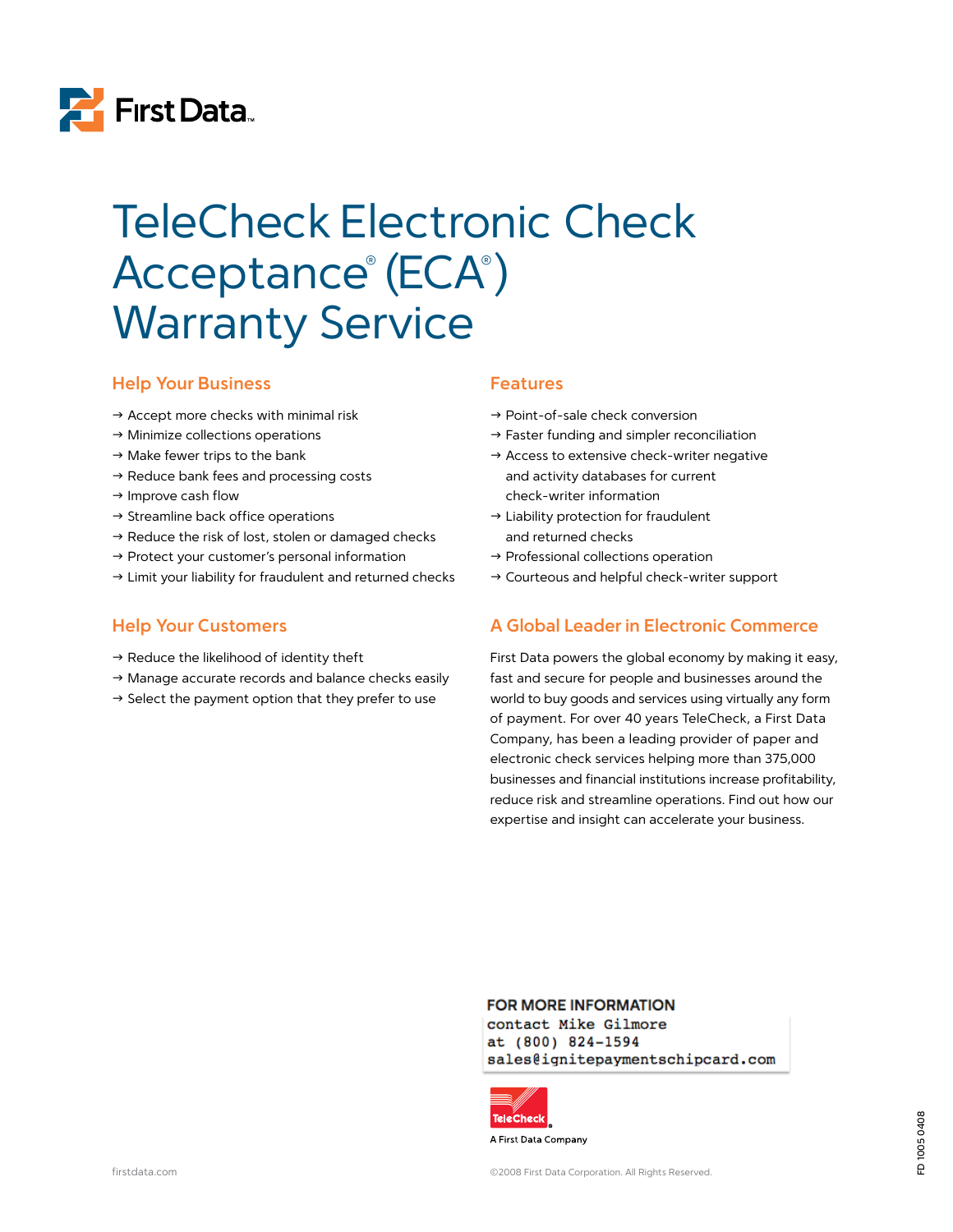First Data

# TeleCheck Electronic Check Acceptance® (ECA®) Warranty Service

## Help Your Business

→ Accept more checks with minimal risk
→ Minimize collections operations
→ Make fewer trips to the bank
→ Reduce bank fees and processing costs
→ Improve cash flow
→ Streamline back office operations
→ Reduce the risk of lost, stolen or damaged checks
→ Protect your customer's personal information
→ Limit your liability for fraudulent and returned checks

## Help Your Customers

→ Reduce the likelihood of identity theft
→ Manage accurate records and balance checks easily
→ Select the payment option that they prefer to use

## Features

→ Point-of-sale check conversion
→ Faster funding and simpler reconciliation
→ Access to extensive check-writer negative and activity databases for current check-writer information
→ Liability protection for fraudulent and returned checks
→ Professional collections operation
→ Courteous and helpful check-writer support

## A Global Leader in Electronic Commerce

First Data powers the global economy by making it easy, fast and secure for people and businesses around the world to buy goods and services using virtually any form of payment. For over 40 years TeleCheck, a First Data Company, has been a leading provider of paper and electronic check services helping more than 375,000 businesses and financial institutions increase profitability, reduce risk and streamline operations. Find out how our expertise and insight can accelerate your business.

**FOR MORE INFORMATION**
contact Mike Gilmore
at (800) 824-1594
sales@ignitepaymentschipcard.com

TeleCheck
A First Data Company

firstdata.com

©2008 First Data Corporation. All Rights Reserved.

FD 1005 0408